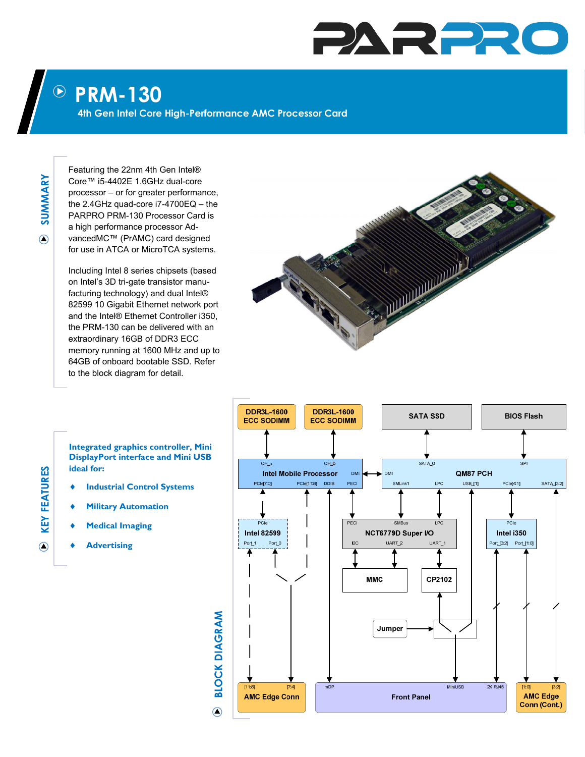# PRM-130

## 4th Gen Intel Core High-Performance AMC Processor Card

## SUMMARY

Featuring the 22nm 4th Gen Intel® Core™ i5-4402E 1.6GHz dual-core processor – or for greater performance, the 2.4GHz quad-core i7-4700EQ – the PARPRO PRM-130 Processor Card is a high performance processor AdvancedMC™ (PrAMC) card designed for use in ATCA or MicroTCA systems.

Including Intel 8 series chipsets (based on Intel's 3D tri-gate transistor manufacturing technology) and dual Intel® 82599 10 Gigabit Ethernet network port and the Intel® Ethernet Controller i350, the PRM-130 can be delivered with an extraordinary 16GB of DDR3 ECC memory running at 1600 MHz and up to 64GB of onboard bootable SSD. Refer to the block diagram for detail.

## KEY FEATURES

**Integrated graphics controller, Mini DisplayPort interface and Mini USB ideal for:**

- **Industrial Control Systems**
- **Military Automation**
- **Medical Imaging**
- **Advertising**

## BLOCK DIAGRAM

DDR3L-1600 ECC SODIMM · DDR3L-1600 ECC SODIMM · SATA SSD · BIOS Flash

Intel Mobile Processor (CH_a, CH_b, DMI, PCIe[7:0], PCIe[11:8], DDIB, PECI)

QM87 PCH (SATA_0, SPI, DMI, SMLink1, LPC, USB_[1], PCIe[4:1], SATA_[3:2])

Intel 82599 (PCIe, Port_1, Port_0)

NCT6779D Super I/O (PECI, SMBus, LPC, I2C, UART_2, UART_1)

Intel i350 (PCIe, Port_[3:2], Port_[1:0])

MMC · CP2102 · Jumper

AMC Edge Conn ([11:8], [7:4]) · Front Panel (mDP, MiniUSB, 2X RJ45) · AMC Edge Conn (Cont.) ([1:0], [3:2])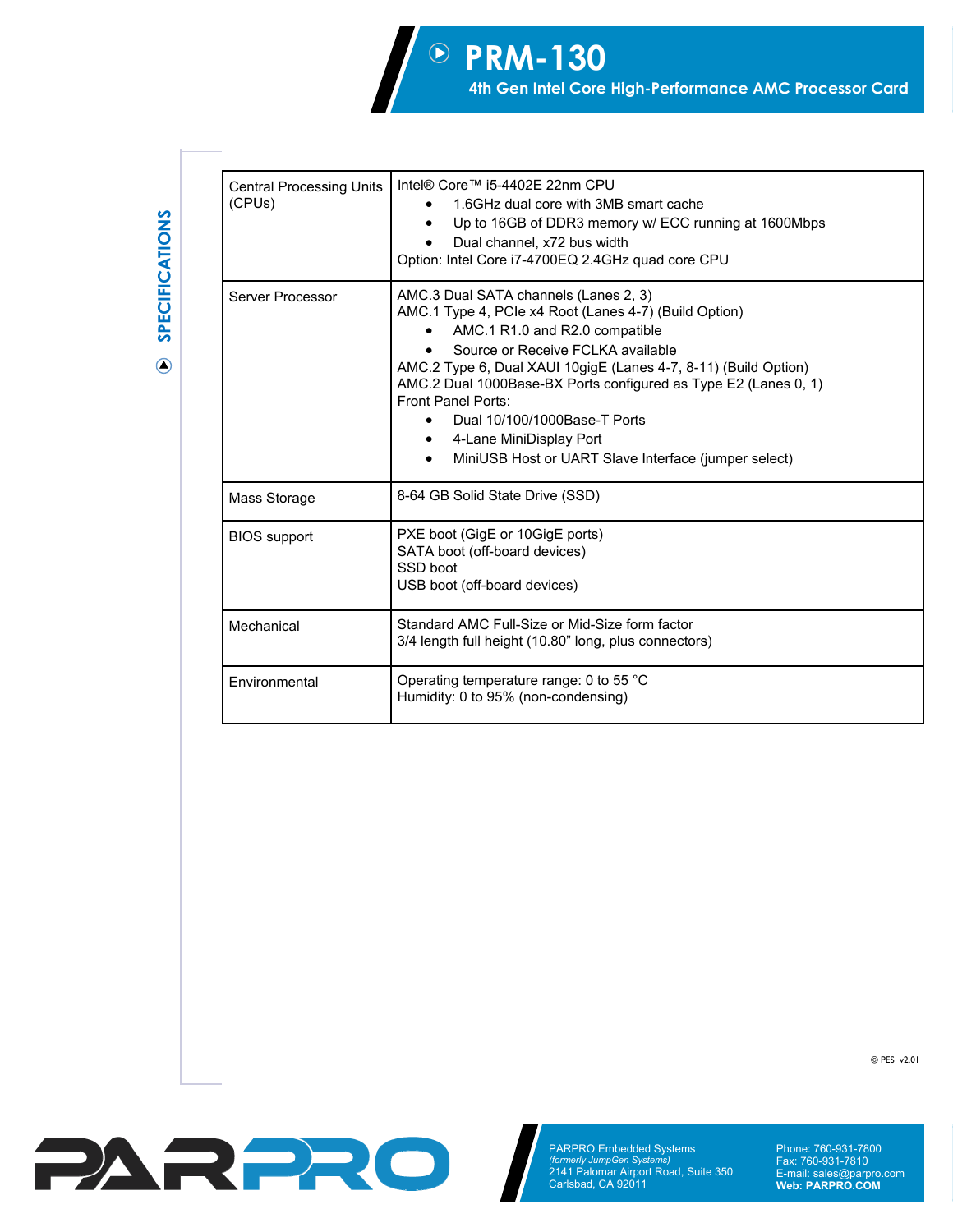# PRM-130

## 4th Gen Intel Core High-Performance AMC Processor Card

SPECIFICATIONS

| | |
|---|---|
| Central Processing Units (CPUs) | Intel® Core™ i5-4402E 22nm CPU<br>• 1.6GHz dual core with 3MB smart cache<br>• Up to 16GB of DDR3 memory w/ ECC running at 1600Mbps<br>• Dual channel, x72 bus width<br>Option: Intel Core i7-4700EQ 2.4GHz quad core CPU |
| Server Processor | AMC.3 Dual SATA channels (Lanes 2, 3)<br>AMC.1 Type 4, PCIe x4 Root (Lanes 4-7) (Build Option)<br>• AMC.1 R1.0 and R2.0 compatible<br>• Source or Receive FCLKA available<br>AMC.2 Type 6, Dual XAUI 10gigE (Lanes 4-7, 8-11) (Build Option)<br>AMC.2 Dual 1000Base-BX Ports configured as Type E2 (Lanes 0, 1)<br>Front Panel Ports:<br>• Dual 10/100/1000Base-T Ports<br>• 4-Lane MiniDisplay Port<br>• MiniUSB Host or UART Slave Interface (jumper select) |
| Mass Storage | 8-64 GB Solid State Drive (SSD) |
| BIOS support | PXE boot (GigE or 10GigE ports)<br>SATA boot (off-board devices)<br>SSD boot<br>USB boot (off-board devices) |
| Mechanical | Standard AMC Full-Size or Mid-Size form factor<br>3/4 length full height (10.80" long, plus connectors) |
| Environmental | Operating temperature range: 0 to 55 °C<br>Humidity: 0 to 95% (non-condensing) |

© PES v2.01

PARPRO

PARPRO Embedded Systems
*(formerly JumpGen Systems)*
2141 Palomar Airport Road, Suite 350
Carlsbad, CA 92011

Phone: 760-931-7800
Fax: 760-931-7810
E-mail: sales@parpro.com
**Web: PARPRO.COM**